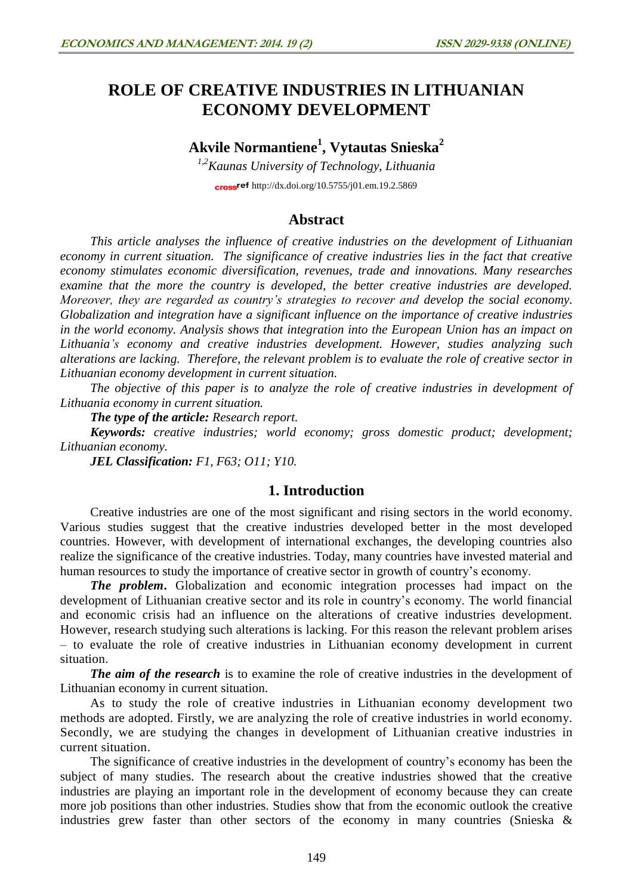# ROLE OF CREATIVE INDUSTRIES IN LITHUANIAN ECONOMY DEVELOPMENT

**Akvile Normantiene[1], Vytautas Snieska[2]**

*[1,2]Kaunas University of Technology, Lithuania*

crossref http://dx.doi.org/10.5755/j01.em.19.2.5869

## Abstract

*This article analyses the influence of creative industries on the development of Lithuanian economy in current situation. The significance of creative industries lies in the fact that creative economy stimulates economic diversification, revenues, trade and innovations. Many researches examine that the more the country is developed, the better creative industries are developed. Moreover, they are regarded as country's strategies to recover and develop the social economy. Globalization and integration have a significant influence on the importance of creative industries in the world economy. Analysis shows that integration into the European Union has an impact on Lithuania's economy and creative industries development. However, studies analyzing such alterations are lacking. Therefore, the relevant problem is to evaluate the role of creative sector in Lithuanian economy development in current situation.*

*The objective of this paper is to analyze the role of creative industries in development of Lithuania economy in current situation.*

***The type of the article:*** *Research report.*

***Keywords:*** *creative industries; world economy; gross domestic product; development; Lithuanian economy.*

***JEL Classification:*** *F1, F63; O11; Y10.*

## 1. Introduction

Creative industries are one of the most significant and rising sectors in the world economy. Various studies suggest that the creative industries developed better in the most developed countries. However, with development of international exchanges, the developing countries also realize the significance of the creative industries. Today, many countries have invested material and human resources to study the importance of creative sector in growth of country's economy.

***The problem*****.** Globalization and economic integration processes had impact on the development of Lithuanian creative sector and its role in country's economy. The world financial and economic crisis had an influence on the alterations of creative industries development. However, research studying such alterations is lacking. For this reason the relevant problem arises – to evaluate the role of creative industries in Lithuanian economy development in current situation.

***The aim of the research*** is to examine the role of creative industries in the development of Lithuanian economy in current situation.

As to study the role of creative industries in Lithuanian economy development two methods are adopted. Firstly, we are analyzing the role of creative industries in world economy. Secondly, we are studying the changes in development of Lithuanian creative industries in current situation.

The significance of creative industries in the development of country's economy has been the subject of many studies. The research about the creative industries showed that the creative industries are playing an important role in the development of economy because they can create more job positions than other industries. Studies show that from the economic outlook the creative industries grew faster than other sectors of the economy in many countries (Snieska &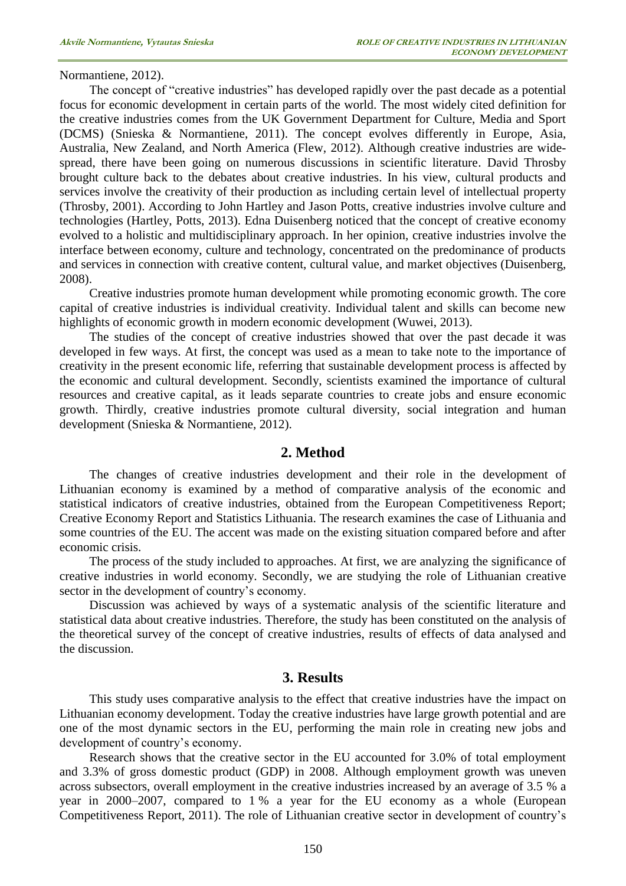Normantiene, 2012).

The concept of "creative industries" has developed rapidly over the past decade as a potential focus for economic development in certain parts of the world. The most widely cited definition for the creative industries comes from the UK Government Department for Culture, Media and Sport (DCMS) (Snieska & Normantiene, 2011). The concept evolves differently in Europe, Asia, Australia, New Zealand, and North America (Flew, 2012). Although creative industries are wide-spread, there have been going on numerous discussions in scientific literature. David Throsby brought culture back to the debates about creative industries. In his view, cultural products and services involve the creativity of their production as including certain level of intellectual property (Throsby, 2001). According to John Hartley and Jason Potts, creative industries involve culture and technologies (Hartley, Potts, 2013). Edna Duisenberg noticed that the concept of creative economy evolved to a holistic and multidisciplinary approach. In her opinion, creative industries involve the interface between economy, culture and technology, concentrated on the predominance of products and services in connection with creative content, cultural value, and market objectives (Duisenberg, 2008).

Creative industries promote human development while promoting economic growth. The core capital of creative industries is individual creativity. Individual talent and skills can become new highlights of economic growth in modern economic development (Wuwei, 2013).

The studies of the concept of creative industries showed that over the past decade it was developed in few ways. At first, the concept was used as a mean to take note to the importance of creativity in the present economic life, referring that sustainable development process is affected by the economic and cultural development. Secondly, scientists examined the importance of cultural resources and creative capital, as it leads separate countries to create jobs and ensure economic growth. Thirdly, creative industries promote cultural diversity, social integration and human development (Snieska & Normantiene, 2012).

## 2. Method

The changes of creative industries development and their role in the development of Lithuanian economy is examined by a method of comparative analysis of the economic and statistical indicators of creative industries, obtained from the European Competitiveness Report; Creative Economy Report and Statistics Lithuania. The research examines the case of Lithuania and some countries of the EU. The accent was made on the existing situation compared before and after economic crisis.

The process of the study included to approaches. At first, we are analyzing the significance of creative industries in world economy. Secondly, we are studying the role of Lithuanian creative sector in the development of country's economy.

Discussion was achieved by ways of a systematic analysis of the scientific literature and statistical data about creative industries. Therefore, the study has been constituted on the analysis of the theoretical survey of the concept of creative industries, results of effects of data analysed and the discussion.

## 3. Results

This study uses comparative analysis to the effect that creative industries have the impact on Lithuanian economy development. Today the creative industries have large growth potential and are one of the most dynamic sectors in the EU, performing the main role in creating new jobs and development of country's economy.

Research shows that the creative sector in the EU accounted for 3.0% of total employment and 3.3% of gross domestic product (GDP) in 2008. Although employment growth was uneven across subsectors, overall employment in the creative industries increased by an average of 3.5 % a year in 2000–2007, compared to 1 % a year for the EU economy as a whole (European Competitiveness Report, 2011). The role of Lithuanian creative sector in development of country's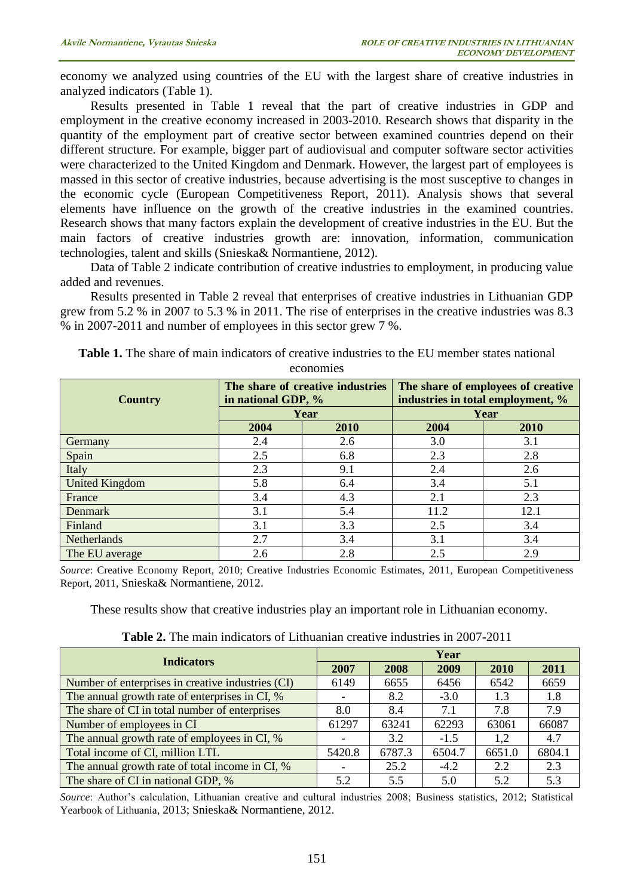economy we analyzed using countries of the EU with the largest share of creative industries in analyzed indicators (Table 1).

Results presented in Table 1 reveal that the part of creative industries in GDP and employment in the creative economy increased in 2003-2010. Research shows that disparity in the quantity of the employment part of creative sector between examined countries depend on their different structure. For example, bigger part of audiovisual and computer software sector activities were characterized to the United Kingdom and Denmark. However, the largest part of employees is massed in this sector of creative industries, because advertising is the most susceptive to changes in the economic cycle (European Competitiveness Report, 2011). Analysis shows that several elements have influence on the growth of the creative industries in the examined countries. Research shows that many factors explain the development of creative industries in the EU. But the main factors of creative industries growth are: innovation, information, communication technologies, talent and skills (Snieska& Normantiene, 2012).

Data of Table 2 indicate contribution of creative industries to employment, in producing value added and revenues.

Results presented in Table 2 reveal that enterprises of creative industries in Lithuanian GDP grew from 5.2 % in 2007 to 5.3 % in 2011. The rise of enterprises in the creative industries was 8.3 % in 2007-2011 and number of employees in this sector grew 7 %.

**Table 1.** The share of main indicators of creative industries to the EU member states national economies

| Country | The share of creative industries in national GDP, % | | The share of employees of creative industries in total employment, % | |
|---|---|---|---|---|
| | Year | | Year | |
| | 2004 | 2010 | 2004 | 2010 |
| Germany | 2.4 | 2.6 | 3.0 | 3.1 |
| Spain | 2.5 | 6.8 | 2.3 | 2.8 |
| Italy | 2.3 | 9.1 | 2.4 | 2.6 |
| United Kingdom | 5.8 | 6.4 | 3.4 | 5.1 |
| France | 3.4 | 4.3 | 2.1 | 2.3 |
| Denmark | 3.1 | 5.4 | 11.2 | 12.1 |
| Finland | 3.1 | 3.3 | 2.5 | 3.4 |
| Netherlands | 2.7 | 3.4 | 3.1 | 3.4 |
| The EU average | 2.6 | 2.8 | 2.5 | 2.9 |

*Source*: Creative Economy Report, 2010; Creative Industries Economic Estimates, 2011, European Competitiveness Report, 2011, Snieska& Normantiene, 2012.

These results show that creative industries play an important role in Lithuanian economy.

**Table 2.** The main indicators of Lithuanian creative industries in 2007-2011

| Indicators | Year | | | | |
|---|---|---|---|---|---|
| | 2007 | 2008 | 2009 | 2010 | 2011 |
| Number of enterprises in creative industries (CI) | 6149 | 6655 | 6456 | 6542 | 6659 |
| The annual growth rate of enterprises in CI, % | - | 8.2 | -3.0 | 1.3 | 1.8 |
| The share of CI in total number of enterprises | 8.0 | 8.4 | 7.1 | 7.8 | 7.9 |
| Number of employees in CI | 61297 | 63241 | 62293 | 63061 | 66087 |
| The annual growth rate of employees in CI, % | - | 3.2 | -1.5 | 1,2 | 4.7 |
| Total income of CI, million LTL | 5420.8 | 6787.3 | 6504.7 | 6651.0 | 6804.1 |
| The annual growth rate of total income in CI, % | - | 25.2 | -4.2 | 2.2 | 2.3 |
| The share of CI in national GDP, % | 5.2 | 5.5 | 5.0 | 5.2 | 5.3 |

*Source*: Author's calculation, Lithuanian creative and cultural industries 2008; Business statistics, 2012; Statistical Yearbook of Lithuania, 2013; Snieska& Normantiene, 2012.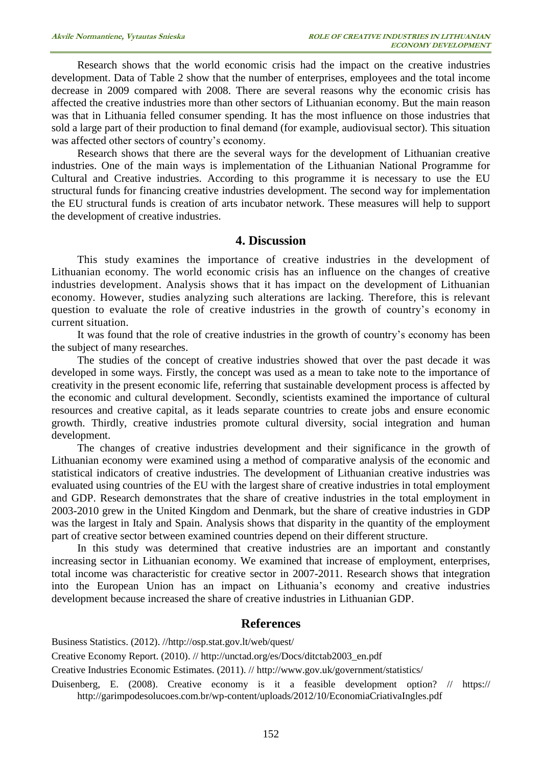Research shows that the world economic crisis had the impact on the creative industries development. Data of Table 2 show that the number of enterprises, employees and the total income decrease in 2009 compared with 2008. There are several reasons why the economic crisis has affected the creative industries more than other sectors of Lithuanian economy. But the main reason was that in Lithuania felled consumer spending. It has the most influence on those industries that sold a large part of their production to final demand (for example, audiovisual sector). This situation was affected other sectors of country's economy.

Research shows that there are the several ways for the development of Lithuanian creative industries. One of the main ways is implementation of the Lithuanian National Programme for Cultural and Creative industries. According to this programme it is necessary to use the EU structural funds for financing creative industries development. The second way for implementation the EU structural funds is creation of arts incubator network. These measures will help to support the development of creative industries.

## 4. Discussion

This study examines the importance of creative industries in the development of Lithuanian economy. The world economic crisis has an influence on the changes of creative industries development. Analysis shows that it has impact on the development of Lithuanian economy. However, studies analyzing such alterations are lacking. Therefore, this is relevant question to evaluate the role of creative industries in the growth of country's economy in current situation.

It was found that the role of creative industries in the growth of country's economy has been the subject of many researches.

The studies of the concept of creative industries showed that over the past decade it was developed in some ways. Firstly, the concept was used as a mean to take note to the importance of creativity in the present economic life, referring that sustainable development process is affected by the economic and cultural development. Secondly, scientists examined the importance of cultural resources and creative capital, as it leads separate countries to create jobs and ensure economic growth. Thirdly, creative industries promote cultural diversity, social integration and human development.

The changes of creative industries development and their significance in the growth of Lithuanian economy were examined using a method of comparative analysis of the economic and statistical indicators of creative industries. The development of Lithuanian creative industries was evaluated using countries of the EU with the largest share of creative industries in total employment and GDP. Research demonstrates that the share of creative industries in the total employment in 2003-2010 grew in the United Kingdom and Denmark, but the share of creative industries in GDP was the largest in Italy and Spain. Analysis shows that disparity in the quantity of the employment part of creative sector between examined countries depend on their different structure.

In this study was determined that creative industries are an important and constantly increasing sector in Lithuanian economy. We examined that increase of employment, enterprises, total income was characteristic for creative sector in 2007-2011. Research shows that integration into the European Union has an impact on Lithuania's economy and creative industries development because increased the share of creative industries in Lithuanian GDP.

## References

Business Statistics. (2012). //http://osp.stat.gov.lt/web/quest/

Creative Economy Report. (2010). // http://unctad.org/es/Docs/ditctab2003_en.pdf

Creative Industries Economic Estimates. (2011). // http://www.gov.uk/government/statistics/

Duisenberg, E. (2008). Creative economy is it a feasible development option? // https:// http://garimpodesolucoes.com.br/wp-content/uploads/2012/10/EconomiaCriativaIngles.pdf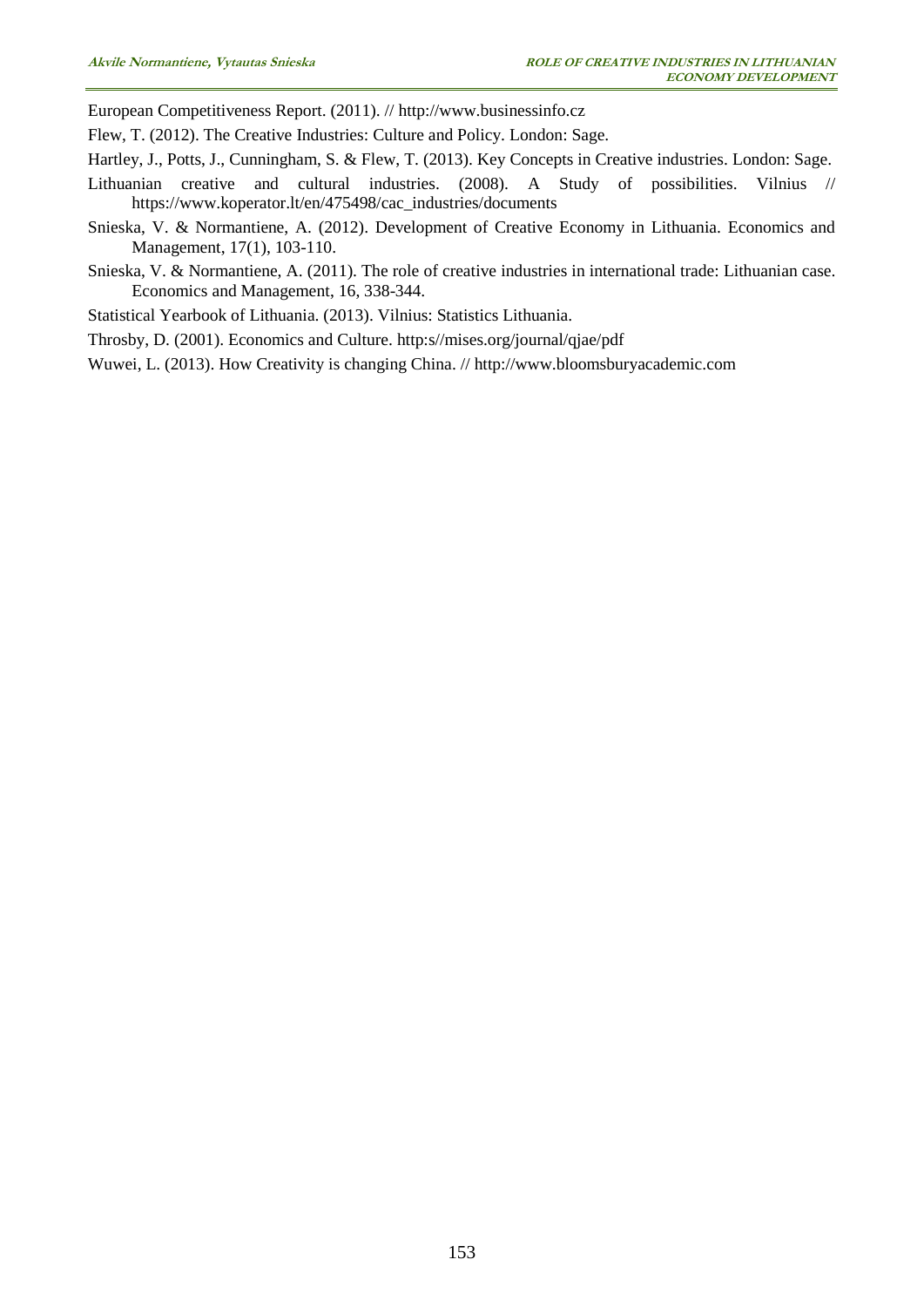European Competitiveness Report. (2011). // http://www.businessinfo.cz

Flew, T. (2012). The Creative Industries: Culture and Policy. London: Sage.

Hartley, J., Potts, J., Cunningham, S. & Flew, T. (2013). Key Concepts in Creative industries. London: Sage.

Lithuanian creative and cultural industries. (2008). A Study of possibilities. Vilnius // https://www.koperator.lt/en/475498/cac_industries/documents

Snieska, V. & Normantiene, A. (2012). Development of Creative Economy in Lithuania. Economics and Management, 17(1), 103-110.

Snieska, V. & Normantiene, A. (2011). The role of creative industries in international trade: Lithuanian case. Economics and Management, 16, 338-344.

Statistical Yearbook of Lithuania. (2013). Vilnius: Statistics Lithuania.

Throsby, D. (2001). Economics and Culture. http:s//mises.org/journal/qjae/pdf

Wuwei, L. (2013). How Creativity is changing China. // http://www.bloomsburyacademic.com